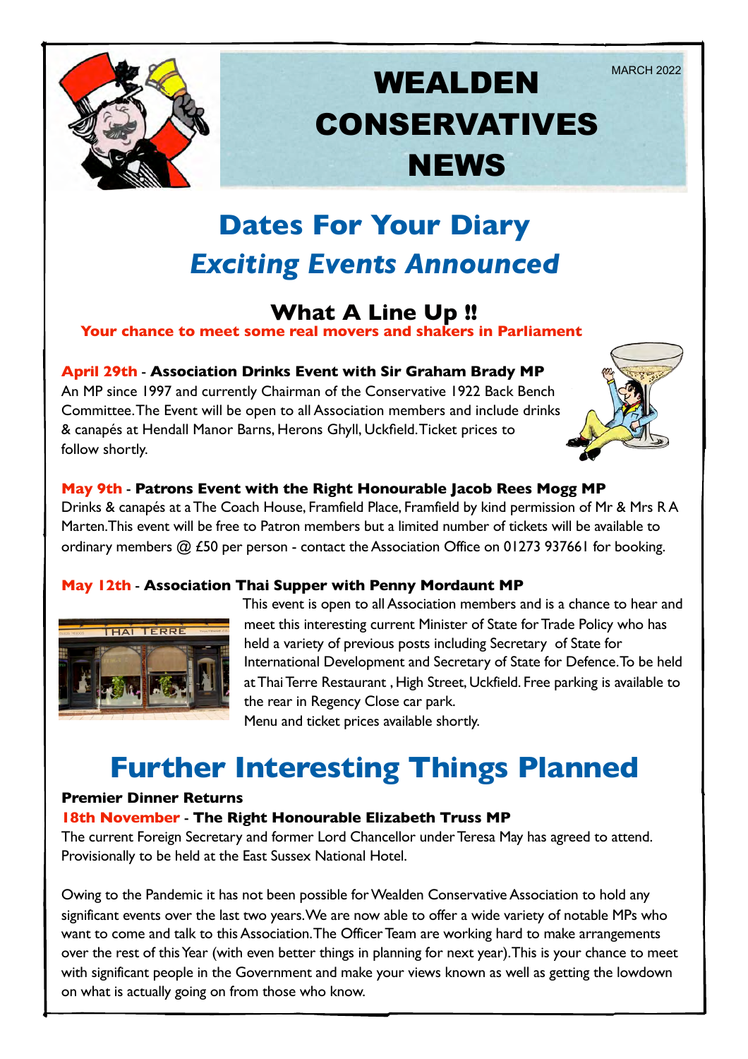MARCH 2022

# WEALDEN CONSERVATIVES NEWS

## Dates For Your Diary

### *Exciting Events Announced*

### What A Line Up !!

**Your chance to meet some real movers and shakers in Parliament**

**April 29th** - **Association Drinks Event with Sir Graham Brady MP**
An MP since 1997 and currently Chairman of the Conservative 1922 Back Bench Committee. The Event will be open to all Association members and include drinks & canapés at Hendall Manor Barns, Herons Ghyll, Uckfield. Ticket prices to follow shortly.

**May 9th** - **Patrons Event with the Right Honourable Jacob Rees Mogg MP**
Drinks & canapés at a The Coach House, Framfield Place, Framfield by kind permission of Mr & Mrs R A Marten. This event will be free to Patron members but a limited number of tickets will be available to ordinary members @ £50 per person - contact the Association Office on 01273 937661 for booking.

**May 12th** - **Association Thai Supper with Penny Mordaunt MP**
This event is open to all Association members and is a chance to hear and meet this interesting current Minister of State for Trade Policy who has held a variety of previous posts including Secretary of State for International Development and Secretary of State for Defence. To be held at Thai Terre Restaurant , High Street, Uckfield. Free parking is available to the rear in Regency Close car park.
Menu and ticket prices available shortly.

## Further Interesting Things Planned

**Premier Dinner Returns**

**18th November** - **The Right Honourable Elizabeth Truss MP**
The current Foreign Secretary and former Lord Chancellor under Teresa May has agreed to attend. Provisionally to be held at the East Sussex National Hotel.

Owing to the Pandemic it has not been possible for Wealden Conservative Association to hold any significant events over the last two years. We are now able to offer a wide variety of notable MPs who want to come and talk to this Association. The Officer Team are working hard to make arrangements over the rest of this Year (with even better things in planning for next year). This is your chance to meet with significant people in the Government and make your views known as well as getting the lowdown on what is actually going on from those who know.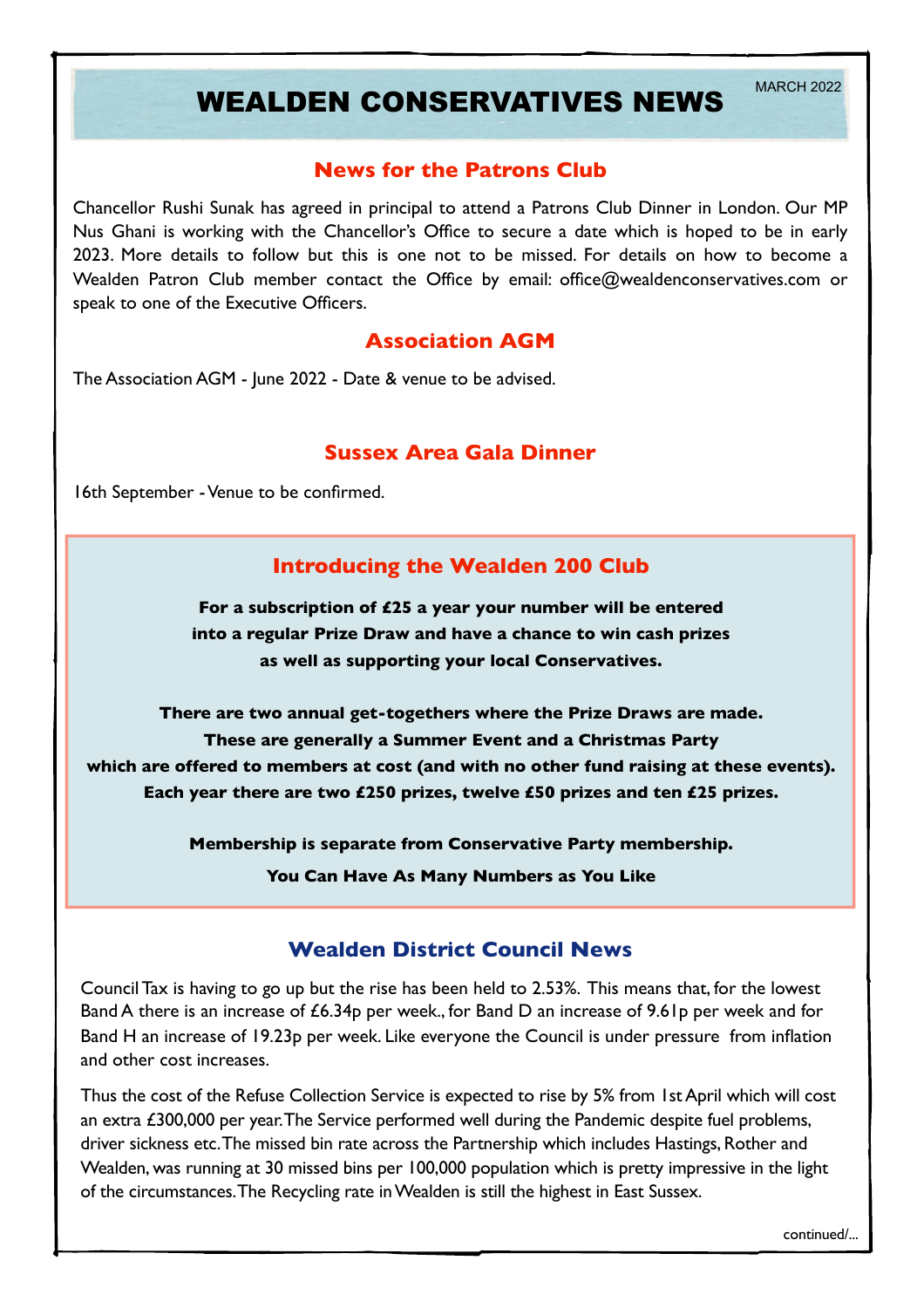# WEALDEN CONSERVATIVES NEWS

MARCH 2022

## News for the Patrons Club

Chancellor Rushi Sunak has agreed in principal to attend a Patrons Club Dinner in London. Our MP Nus Ghani is working with the Chancellor's Office to secure a date which is hoped to be in early 2023. More details to follow but this is one not to be missed. For details on how to become a Wealden Patron Club member contact the Office by email: office@wealdenconservatives.com or speak to one of the Executive Officers.

## Association AGM

The Association AGM - June 2022 - Date & venue to be advised.

## Sussex Area Gala Dinner

16th September - Venue to be confirmed.

## Introducing the Wealden 200 Club

**For a subscription of £25 a year your number will be entered into a regular Prize Draw and have a chance to win cash prizes as well as supporting your local Conservatives.**

**There are two annual get-togethers where the Prize Draws are made. These are generally a Summer Event and a Christmas Party which are offered to members at cost (and with no other fund raising at these events). Each year there are two £250 prizes, twelve £50 prizes and ten £25 prizes.**

**Membership is separate from Conservative Party membership.**

**You Can Have As Many Numbers as You Like**

## Wealden District Council News

Council Tax is having to go up but the rise has been held to 2.53%. This means that, for the lowest Band A there is an increase of £6.34p per week., for Band D an increase of 9.61p per week and for Band H an increase of 19.23p per week. Like everyone the Council is under pressure from inflation and other cost increases.

Thus the cost of the Refuse Collection Service is expected to rise by 5% from 1st April which will cost an extra £300,000 per year. The Service performed well during the Pandemic despite fuel problems, driver sickness etc. The missed bin rate across the Partnership which includes Hastings, Rother and Wealden, was running at 30 missed bins per 100,000 population which is pretty impressive in the light of the circumstances. The Recycling rate in Wealden is still the highest in East Sussex.

continued/...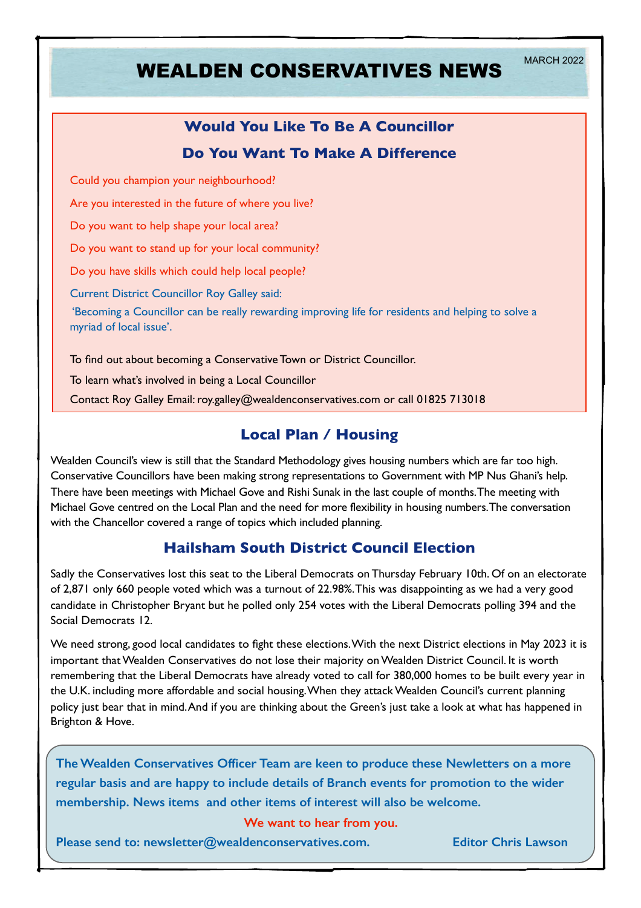MARCH 2022

# WEALDEN CONSERVATIVES NEWS

## Would You Like To Be A Councillor

## Do You Want To Make A Difference

Could you champion your neighbourhood?

Are you interested in the future of where you live?

Do you want to help shape your local area?

Do you want to stand up for your local community?

Do you have skills which could help local people?

Current District Councillor Roy Galley said:

'Becoming a Councillor can be really rewarding improving life for residents and helping to solve a myriad of local issue'.

To find out about becoming a Conservative Town or District Councillor.

To learn what's involved in being a Local Councillor

Contact Roy Galley Email: roy.galley@wealdenconservatives.com or call 01825 713018

## Local Plan / Housing

Wealden Council's view is still that the Standard Methodology gives housing numbers which are far too high. Conservative Councillors have been making strong representations to Government with MP Nus Ghani's help. There have been meetings with Michael Gove and Rishi Sunak in the last couple of months. The meeting with Michael Gove centred on the Local Plan and the need for more flexibility in housing numbers. The conversation with the Chancellor covered a range of topics which included planning.

## Hailsham South District Council Election

Sadly the Conservatives lost this seat to the Liberal Democrats on Thursday February 10th. Of on an electorate of 2,871 only 660 people voted which was a turnout of 22.98%. This was disappointing as we had a very good candidate in Christopher Bryant but he polled only 254 votes with the Liberal Democrats polling 394 and the Social Democrats 12.

We need strong, good local candidates to fight these elections. With the next District elections in May 2023 it is important that Wealden Conservatives do not lose their majority on Wealden District Council. It is worth remembering that the Liberal Democrats have already voted to call for 380,000 homes to be built every year in the U.K. including more affordable and social housing. When they attack Wealden Council's current planning policy just bear that in mind. And if you are thinking about the Green's just take a look at what has happened in Brighton & Hove.

**The Wealden Conservatives Officer Team are keen to produce these Newletters on a more regular basis and are happy to include details of Branch events for promotion to the wider membership. News items and other items of interest will also be welcome.**

**We want to hear from you.**

**Please send to: newsletter@wealdenconservatives.com.** **Editor Chris Lawson**